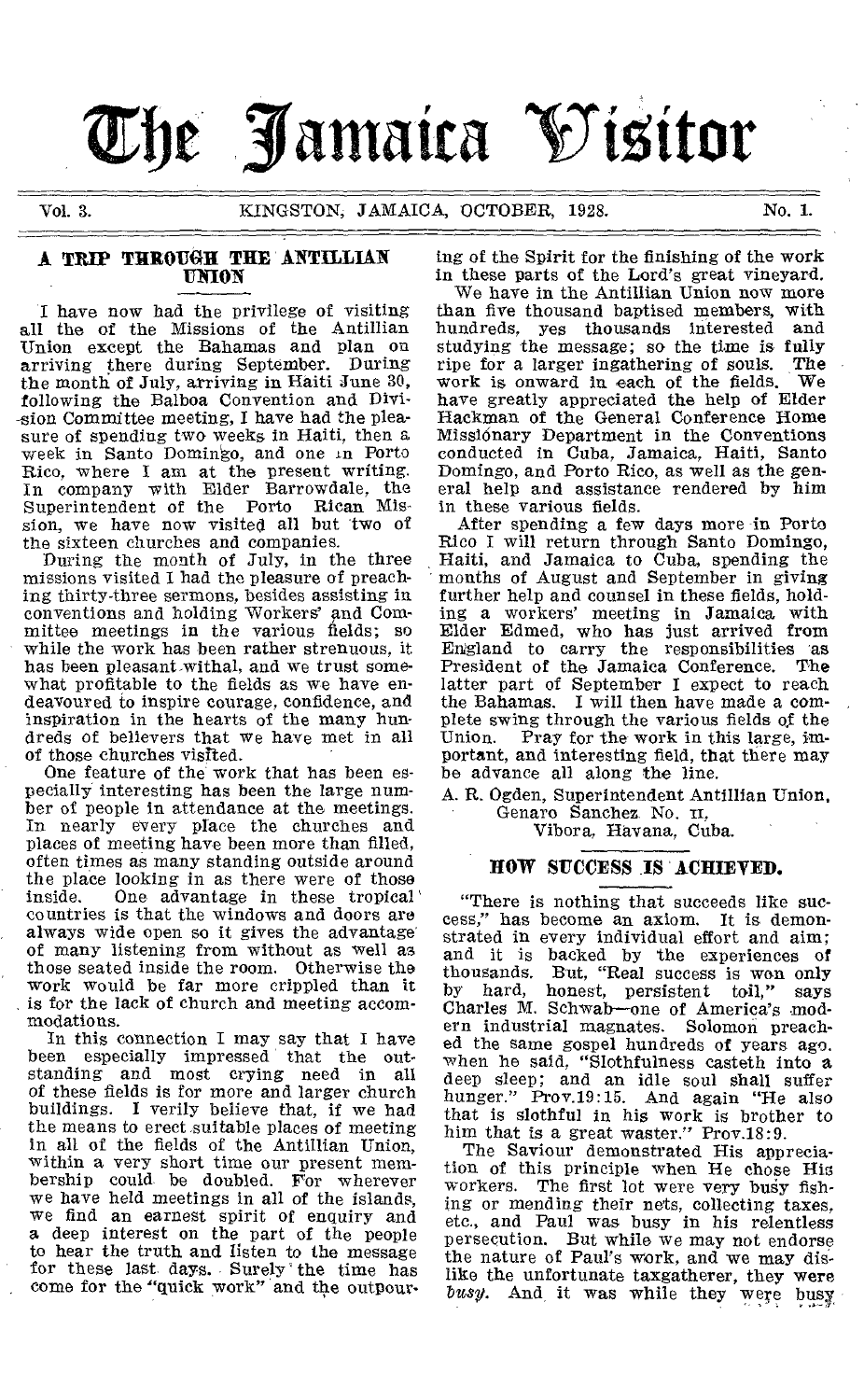# The Jamaica Visitor

Vol. 3. KINGSTON, JAMAICA, OCTOBER, 1928. No. 1.

## A TRIP THROUGH THE ANTILLIAN UNION

I have now had the privilege of visiting all the of the Missions of the Antillian Union except the Bahamas and plan on arriving there during September. During the month of July, arriving in Haiti June 30, following the Balboa Convention and Division Committee meeting, I have had the pleasure of spending two weeks in Haiti, then a week in Santo Domingo, and one in Porto Rico, where I am at the present writing. In company with Elder Barrowdale, the Superintendent of the Porto Rican Mission, we have now visited all but two of the sixteen churches and companies.

During the month of July, in the three missions visited I had the pleasure of preaching thirty-three sermons, besides assisting in conventions and holding Workers' and Committee meetings in the various fields; so while the work has been rather strenuous, it has been pleasant withal, and we trust somewhat profitable to the fields as we have endeavoured to inspire courage, confidence, and inspiration in the hearts of the many hundreds of believers that we have met in all of those churches visited.

One feature of the work that has been especially interesting has been the large number of people in attendance at the meetings. In nearly every place the churches and places of meeting have been more than filled, often times as many standing outside around the place looking in as there were of those inside. One advantage in these tropical countries is that the windows and doors are always wide open so it gives the advantage of many listening from without as well as those seated inside the room. Otherwise the work would be far more crippled than it is for the lack of church and meeting accommodations.

In this connection I may say that I have been especially impressed that the outstanding and most crying need in all of these fields is for more and larger church buildings. I verily believe that, if we had the means to erect suitable places of meeting in all of the fields of the Antillian Union, within a very short time our present membership could be doubled. For wherever we have held meetings in all of the islands, we find an earnest spirit of enquiry and a deep interest on the part of the people to hear the truth and listen to the message for these last days. Surely the time has come for the "quick work" and the outpouring of the Spirit for the finishing of the work in these parts of the Lord's great vineyard.

We have in the Antillian Union now more than five thousand baptised members, with hundreds, yes thousands interested and studying the message; so the time is fully ripe for a larger ingathering of souls. The work is onward in each of the fields. We have greatly appreciated the help of Elder Hackman of the General Conference Home Missionary Department in the Conventions conducted in Cuba, Jamaica, Haiti, Santo Domingo, and Porto Rico, as well as the general help and assistance rendered by him in these various fields.

After spending a few days more in Porto Rico I will return through Santo Domingo, Haiti, and Jamaica to Cuba, spending the months of August and September in giving further help and counsel in these fields, holding a workers' meeting in Jamaica with Elder Edmed, who has just arrived from England to carry the responsibilities as President of the Jamaica Conference. The latter part of September I expect to reach the Bahamas. I will then have made a complete swing through the various fields of the Union. Pray for the work in this large, important, and interesting field, that there may be advance all along the line.

A. R. Ogden, Superintendent Antillian Union,
Genaro Sanchez No. 11,
Vibora, Havana, Cuba.

## HOW SUCCESS IS ACHIEVED.

"There is nothing that succeeds like success," has become an axiom. It is demonstrated in every individual effort and aim; and it is backed by the experiences of thousands. But, "Real success is won only by hard, honest, persistent toil," says Charles M. Schwab—one of America's modern industrial magnates. Solomon preached the same gospel hundreds of years ago. when he said, "Slothfulness casteth into a deep sleep; and an idle soul shall suffer hunger." Prov.19:15. And again "He also that is slothful in his work is brother to him that is a great waster." Prov.18:9.

The Saviour demonstrated His appreciation of this principle when He chose His workers. The first lot were very busy fishing or mending their nets, collecting taxes, etc., and Paul was busy in his relentless persecution. But while we may not endorse the nature of Paul's work, and we may dislike the unfortunate taxgatherer, they were *busy*. And it was while they were busy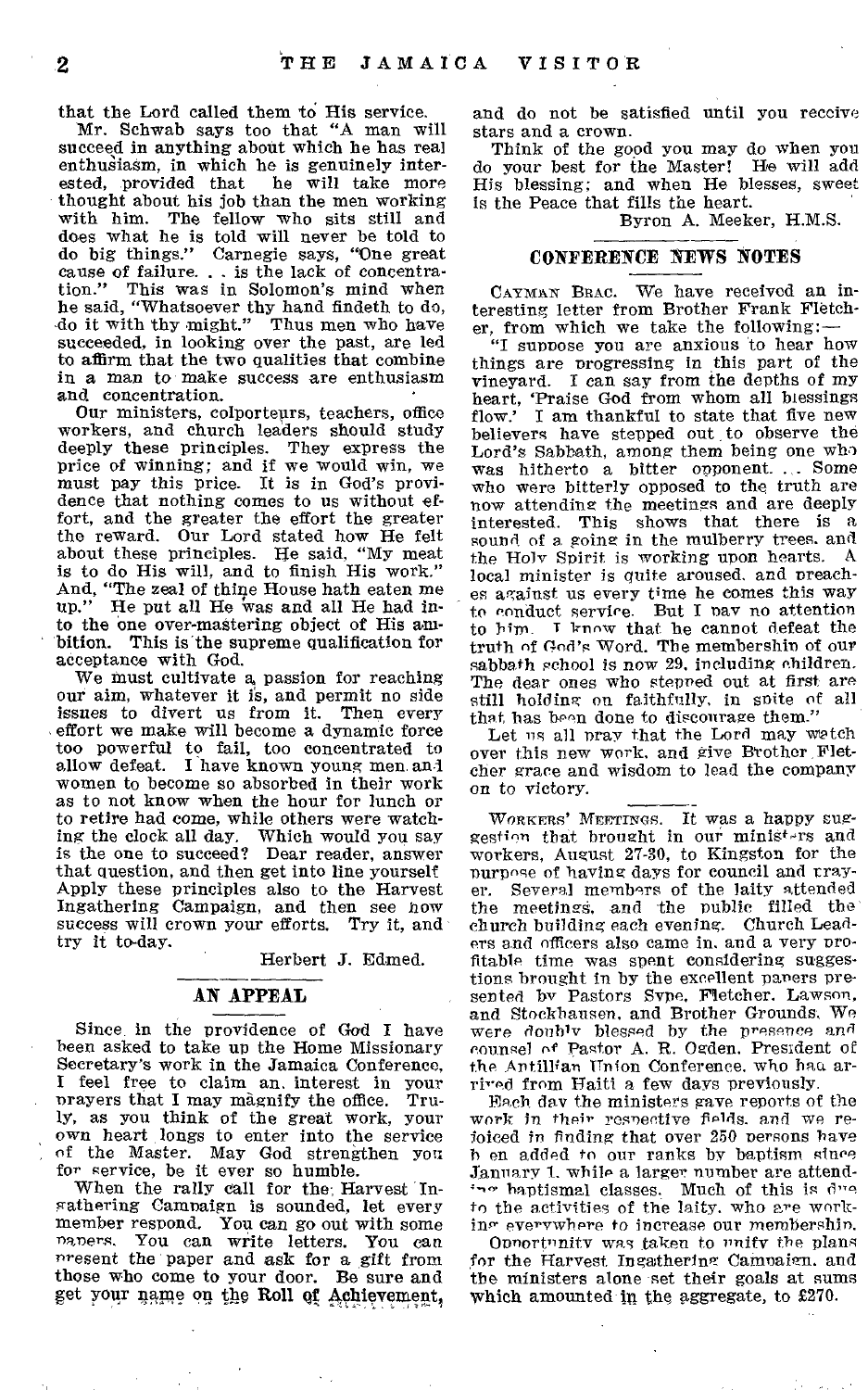that the Lord called them to His service.

Mr. Schwab says too that "A man will succeed in anything about which he has real enthusiasm, in which he is genuinely interested, provided that he will take more thought about his job than the men working with him. The fellow who sits still and does what he is told will never be told to do big things." Carnegie says, "One great cause of failure. . . is the lack of concentration." This was in Solomon's mind when he said, "Whatsoever thy hand findeth to do, do it with thy might." Thus men who have succeeded, in looking over the past, are led to affirm that the two qualities that combine in a man to make success are enthusiasm and concentration.

Our ministers, colporteurs, teachers, office workers, and church leaders should study deeply these principles. They express the price of winning; and if we would win, we must pay this price. It is in God's providence that nothing comes to us without effort, and the greater the effort the greater the reward. Our Lord stated how He felt about these principles. He said, "My meat is to do His will, and to finish His work." And, "The zeal of thine House hath eaten me up." He put all He was and all He had into the one over-mastering object of His ambition. This is the supreme qualification for acceptance with God.

We must cultivate a passion for reaching our aim, whatever it is, and permit no side issues to divert us from it. Then every effort we make will become a dynamic force too powerful to fail, too concentrated to allow defeat. I have known young men and women to become so absorbed in their work as to not know when the hour for lunch or to retire had come, while others were watching the clock all day. Which would you say is the one to succeed? Dear reader, answer that question, and then get into line yourself. Apply these principles also to the Harvest Ingathering Campaign, and then see how success will crown your efforts. Try it, and try it to-day.

Herbert J. Edmed.

## AN APPEAL

Since in the providence of God I have been asked to take up the Home Missionary Secretary's work in the Jamaica Conference, I feel free to claim an interest in your prayers that I may magnify the office. Truly, as you think of the great work, your own heart longs to enter into the service of the Master. May God strengthen you for service, be it ever so humble.

When the rally call for the Harvest Ingathering Campaign is sounded, let every member respond. You can go out with some papers. You can write letters. You can present the paper and ask for a gift from those who come to your door. Be sure and get your name on the Roll of Achievement, and do not be satisfied until you receive stars and a crown.

Think of the good you may do when you do your best for the Master! He will add His blessing; and when He blesses, sweet is the Peace that fills the heart.

Byron A. Meeker, H.M.S.

## CONFERENCE NEWS NOTES

CAYMAN BRAC. We have received an interesting letter from Brother Frank Fletcher, from which we take the following:—

"I suppose you are anxious to hear how things are progressing in this part of the vineyard. I can say from the depths of my heart, 'Praise God from whom all blessings flow.' I am thankful to state that five new believers have stepped out to observe the Lord's Sabbath, among them being one who was hitherto a bitter opponent. . . Some who were bitterly opposed to the truth are now attending the meetings and are deeply interested. This shows that there is a sound of a going in the mulberry trees, and the Holy Spirit is working upon hearts. A local minister is quite aroused, and preaches against us every time he comes this way to conduct service. But I pay no attention to him. I know that he cannot defeat the truth of God's Word. The membership of our sabbath school is now 29, including children. The dear ones who stepped out at first are still holding on faithfully, in spite of all that has been done to discourage them."

Let us all pray that the Lord may watch over this new work, and give Brother Fletcher grace and wisdom to lead the company on to victory.

WORKERS' MEETINGS. It was a happy suggestion that brought in our ministers and workers, August 27-30, to Kingston for the purpose of having days for council and prayer. Several members of the laity attended the meetings, and the public filled the church building each evening. Church Leaders and officers also came in, and a very profitable time was spent considering suggestions brought in by the excellent papers presented by Pastors Sype, Fletcher, Lawson, and Stockhausen, and Brother Grounds. We were doubly blessed by the presence and counsel of Pastor A. R. Ogden, President of the Antillian Union Conference, who had arrived from Haiti a few days previously.

Each day the ministers gave reports of the work in their respective fields, and we rejoiced in finding that over 250 persons have been added to our ranks by baptism since January 1, while a larger number are attending baptismal classes. Much of this is due to the activities of the laity, who are working everywhere to increase our membership.

Opportunity was taken to unify the plans for the Harvest Ingathering Campaign, and the ministers alone set their goals at sums which amounted in the aggregate, to £270.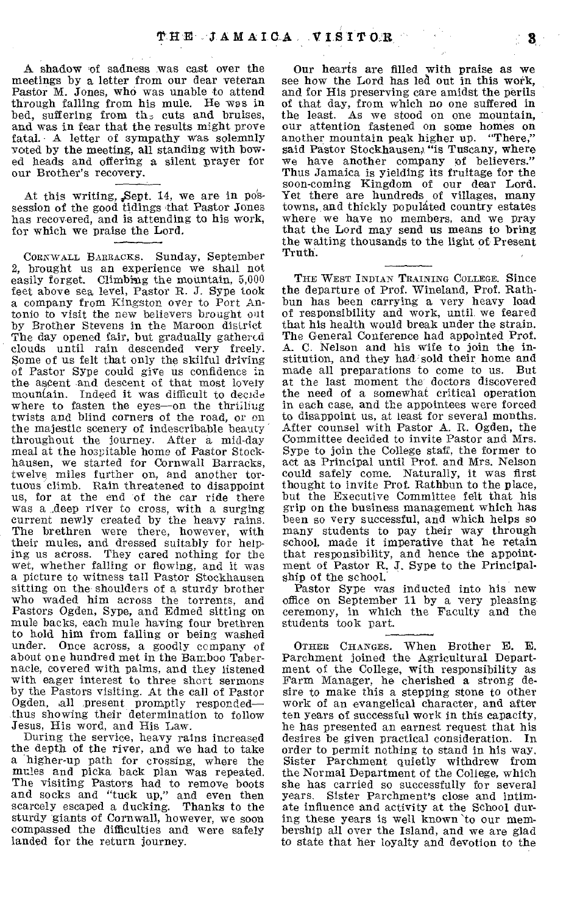A shadow of sadness was cast over the meetings by a letter from our dear veteran Pastor M. Jones, who was unable to attend through falling from his mule. He was in bed, suffering from the cuts and bruises, and was in fear that the results might prove fatal. A letter of sympathy was solemnly voted by the meeting, all standing with bowed heads and offering a silent prayer for our Brother's recovery.

At this writing, Sept. 14, we are in possession of the good tidings that Pastor Jones has recovered, and is attending to his work, for which we praise the Lord.

CORNWALL BARRACKS. Sunday, September 2, brought us an experience we shall not easily forget. Climbing the mountain, 5,000 feet above sea level, Pastor R. J. Sype took a company from Kingston over to Port Antonio to visit the new believers brought out by Brother Stevens in the Maroon district. The day opened fair, but gradually gathered clouds until rain descended very freely. Some of us felt that only the skilful driving of Pastor Sype could give us confidence in the ascent and descent of that most lovely mountain. Indeed it was difficult to decide where to fasten the eyes—on the thrilling twists and blind corners of the road, or on the majestic scenery of indescribable beauty throughout the journey. After a mid-day meal at the hospitable home of Pastor Stockhausen, we started for Cornwall Barracks, twelve miles further on, and another tortuous climb. Rain threatened to disappoint us, for at the end of the car ride there was a deep river to cross, with a surging current newly created by the heavy rains. The brethren were there, however, with their mules, and dressed suitably for helping us across. They cared nothing for the wet, whether falling or flowing, and it was a picture to witness tall Pastor Stockhausen sitting on the shoulders of a sturdy brother who waded him across the torrents, and Pastors Ogden, Sype, and Edmed sitting on mule backs, each mule having four brethren to hold him from falling or being washed under. Once across, a goodly company of about one hundred met in the Bamboo Tabernacle, covered with palms, and they listened with eager interest to three short sermons by the Pastors visiting. At the call of Pastor Ogden, all present promptly responded—thus showing their determination to follow Jesus, His word, and His Law.

During the service, heavy rains increased the depth of the river, and we had to take a higher-up path for crossing, where the mules and picka back plan was repeated. The visiting Pastors had to remove boots and socks and "tuck up," and even then scarcely escaped a ducking. Thanks to the sturdy giants of Cornwall, however, we soon compassed the difficulties and were safely landed for the return journey.

Our hearts are filled with praise as we see how the Lord has led out in this work, and for His preserving care amidst the perils of that day, from which no one suffered in the least. As we stood on one mountain, our attention fastened on some homes on another mountain peak higher up. "There," said Pastor Stockhausen, "is Tuscany, where we have another company of believers." Thus Jamaica is yielding its fruitage for the soon-coming Kingdom of our dear Lord. Yet there are hundreds of villages, many towns, and thickly populated country estates where we have no members, and we pray that the Lord may send us means to bring the waiting thousands to the light of Present Truth.

THE WEST INDIAN TRAINING COLLEGE. Since the departure of Prof. Wineland, Prof. Rathbun has been carrying a very heavy load of responsibility and work, until we feared that his health would break under the strain. The General Conference had appointed Prof. A. C. Nelson and his wife to join the institution, and they had sold their home and made all preparations to come to us. But at the last moment the doctors discovered the need of a somewhat critical operation in each case, and the appointees were forced to disappoint us, at least for several months. After counsel with Pastor A. R. Ogden, the Committee decided to invite Pastor and Mrs. Sype to join the College staff, the former to act as Principal until Prof. and Mrs. Nelson could safely come. Naturally, it was first thought to invite Prof. Rathbun to the place, but the Executive Committee felt that his grip on the business management which has been so very successful, and which helps so many students to pay their way through school, made it imperative that he retain that responsibility, and hence the appointment of Pastor R. J. Sype to the Principalship of the school.

Pastor Sype was inducted into his new office on September 11 by a very pleasing ceremony, in which the Faculty and the students took part.

OTHER CHANGES. When Brother E. E. Parchment joined the Agricultural Department of the College, with responsibility as Farm Manager, he cherished a strong desire to make this a stepping stone to other work of an evangelical character, and after ten years of successful work in this capacity, he has presented an earnest request that his desires be given practical consideration. In order to permit nothing to stand in his way, Sister Parchment quietly withdrew from the Normal Department of the College, which she has carried so successfully for several years. Sister Parchment's close and intimate influence and activity at the School during these years is well known to our membership all over the Island, and we are glad to state that her loyalty and devotion to the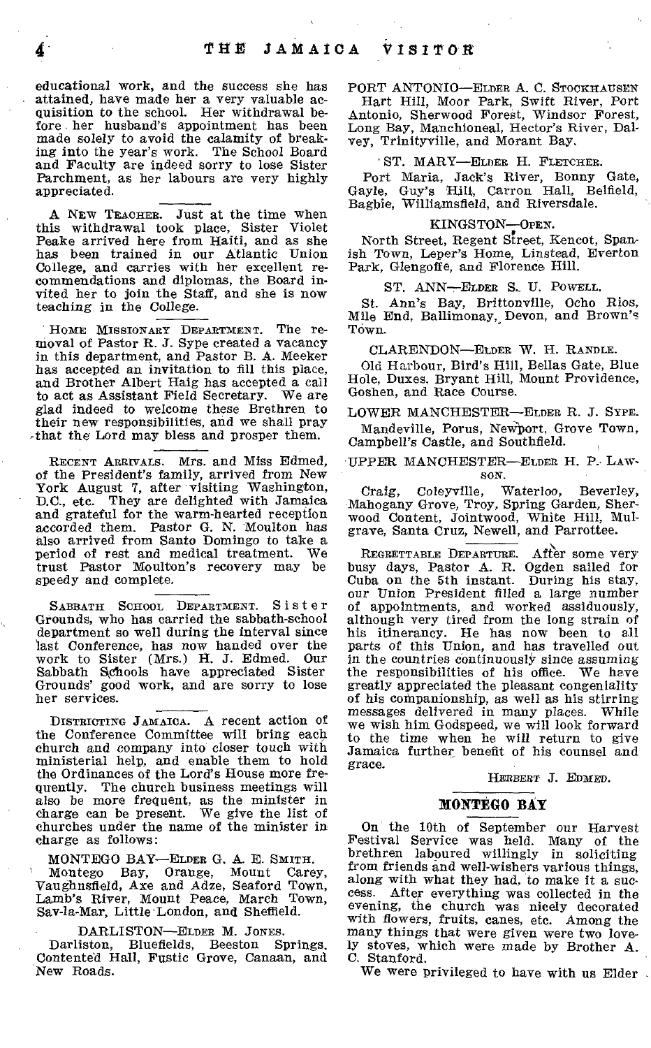educational work, and the success she has attained, have made her a very valuable acquisition to the school. Her withdrawal before her husband's appointment has been made solely to avoid the calamity of breaking into the year's work. The School Board and Faculty are indeed sorry to lose Sister Parchment, as her labours are very highly appreciated.

A NEW TEACHER. Just at the time when this withdrawal took place, Sister Violet Peake arrived here from Haiti, and as she has been trained in our Atlantic Union College, and carries with her excellent recommendations and diplomas, the Board invited her to join the Staff, and she is now teaching in the College.

HOME MISSIONARY DEPARTMENT. The removal of Pastor R. J. Sype created a vacancy in this department, and Pastor B. A. Meeker has accepted an invitation to fill this place, and Brother Albert Haig has accepted a call to act as Assistant Field Secretary. We are glad indeed to welcome these Brethren to their new responsibilities, and we shall pray that the Lord may bless and prosper them.

RECENT ARRIVALS. Mrs. and Miss Edmed, of the President's family, arrived from New York August 7, after visiting Washington, D.C., etc. They are delighted with Jamaica and grateful for the warm-hearted reception accorded them. Pastor G. N. Moulton has also arrived from Santo Domingo to take a period of rest and medical treatment. We trust Pastor Moulton's recovery may be speedy and complete.

SABBATH SCHOOL DEPARTMENT. Sister Grounds, who has carried the sabbath-school department so well during the interval since last Conference, has now handed over the work to Sister (Mrs.) H. J. Edmed. Our Sabbath Schools have appreciated Sister Grounds' good work, and are sorry to lose her services.

DISTRICTING JAMAICA. A recent action of the Conference Committee will bring each church and company into closer touch with ministerial help, and enable them to hold the Ordinances of the Lord's House more frequently. The church business meetings will also be more frequent, as the minister in charge can be present. We give the list of churches under the name of the minister in charge as follows:

MONTEGO BAY—ELDER G. A. E. SMITH.
Montego Bay, Orange, Mount Carey, Vaughnsfield, Axe and Adze, Seaford Town, Lamb's River, Mount Peace, March Town, Sav-la-Mar, Little London, and Sheffield.

DARLISTON—ELDER M. JONES.
Darliston, Bluefields, Beeston Springs, Contented Hall, Fustic Grove, Canaan, and New Roads.

PORT ANTONIO—ELDER A. C. STOCKHAUSEN
Hart Hill, Moor Park, Swift River, Port Antonio, Sherwood Forest, Windsor Forest, Long Bay, Manchioneal, Hector's River, Dalvey, Trinityville, and Morant Bay.

ST. MARY—ELDER H. FLETCHER.
Port Maria, Jack's River, Bonny Gate, Gayle, Guy's Hill, Carron Hall, Belfield, Bagbie, Williamsfield, and Riversdale.

KINGSTON—OPEN.
North Street, Regent Street, Kencot, Spanish Town, Leper's Home, Linstead, Everton Park, Glengoffe, and Florence Hill.

ST. ANN—ELDER S. U. POWELL.
St. Ann's Bay, Brittonville, Ocho Rios, Mile End, Ballimonay, Devon, and Brown's Town.

CLARENDON—ELDER W. H. RANDLE.
Old Harbour, Bird's Hill, Bellas Gate, Blue Hole, Duxes, Bryant Hill, Mount Providence, Goshen, and Race Course.

LOWER MANCHESTER—ELDER R. J. SYPE.
Mandeville, Porus, Newport, Grove Town, Campbell's Castle, and Southfield.

UPPER MANCHESTER—ELDER H. P. LAWSON.
Craig, Coleyville, Waterloo, Beverley, Mahogany Grove, Troy, Spring Garden, Sherwood Content, Jointwood, White Hill, Mulgrave, Santa Cruz, Newell, and Parrottee.

REGRETTABLE DEPARTURE. After some very busy days, Pastor A. R. Ogden sailed for Cuba on the 5th instant. During his stay, our Union President filled a large number of appointments, and worked assiduously, although very tired from the long strain of his itinerancy. He has now been to all parts of this Union, and has travelled out in the countries continuously since assuming the responsibilities of his office. We have greatly appreciated the pleasant congeniality of his companionship, as well as his stirring messages delivered in many places. While we wish him Godspeed, we will look forward to the time when he will return to give Jamaica further benefit of his counsel and grace.

HERBERT J. EDMED.

## MONTEGO BAY

On the 10th of September our Harvest Festival Service was held. Many of the brethren laboured willingly in soliciting from friends and well-wishers various things, along with what they had, to make it a success. After everything was collected in the evening, the church was nicely decorated with flowers, fruits, canes, etc. Among the many things that were given were two lovely stoves, which were made by Brother A. C. Stanford.

We were privileged to have with us Elder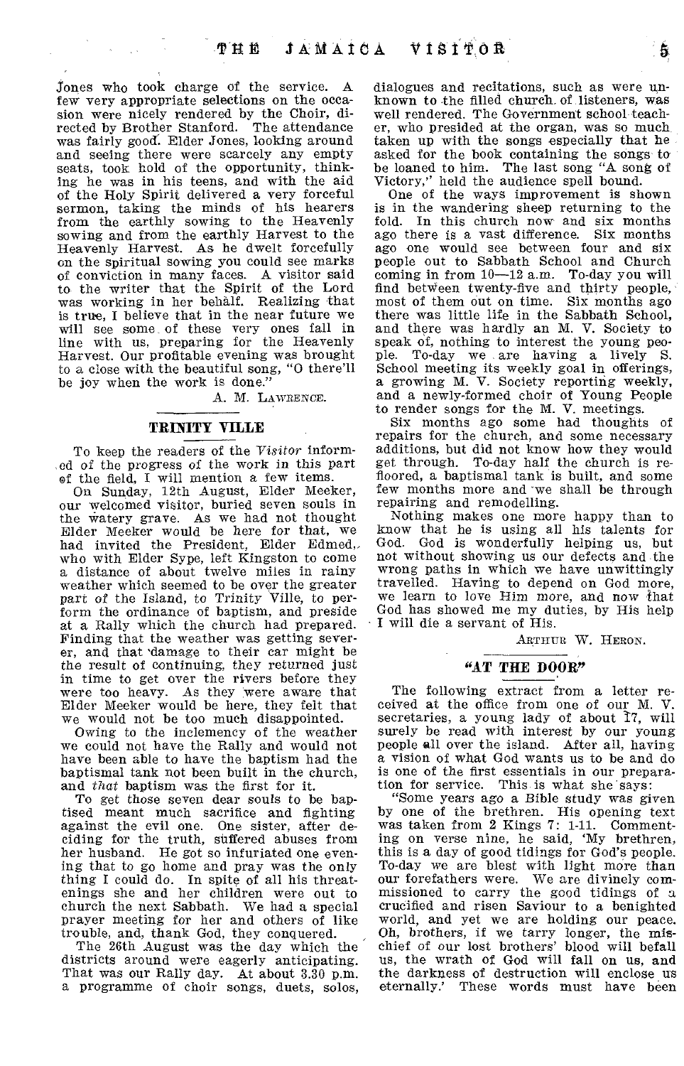Jones who took charge of the service. A few very appropriate selections on the occasion were nicely rendered by the Choir, directed by Brother Stanford. The attendance was fairly good. Elder Jones, looking around and seeing there were scarcely any empty seats, took hold of the opportunity, thinking he was in his teens, and with the aid of the Holy Spirit delivered a very forceful sermon, taking the minds of his hearers from the earthly sowing to the Heavenly sowing and from the earthly Harvest to the Heavenly Harvest. As he dwelt forcefully on the spiritual sowing you could see marks of conviction in many faces. A visitor said to the writer that the Spirit of the Lord was working in her behalf. Realizing that is true, I believe that in the near future we will see some of these very ones fall in line with us, preparing for the Heavenly Harvest. Our profitable evening was brought to a close with the beautiful song, "O there'll be joy when the work is done."

A. M. LAWRENCE.

## TRINITY VILLE

To keep the readers of the *Visitor* informed of the progress of the work in this part of the field, I will mention a few items.

On Sunday, 12th August, Elder Meeker, our welcomed visitor, buried seven souls in the watery grave. As we had not thought Elder Meeker would be here for that, we had invited the President, Elder Edmed, who with Elder Sype, left Kingston to come a distance of about twelve miles in rainy weather which seemed to be over the greater part of the Island, to Trinity Ville, to perform the ordinance of baptism, and preside at a Rally which the church had prepared. Finding that the weather was getting severer, and that damage to their car might be the result of continuing, they returned just in time to get over the rivers before they were too heavy. As they were aware that Elder Meeker would be here, they felt that we would not be too much disappointed.

Owing to the inclemency of the weather we could not have the Rally and would not have been able to have the baptism had the baptismal tank not been built in the church, and *that* baptism was the first for it.

To get those seven dear souls to be baptised meant much sacrifice and fighting against the evil one. One sister, after deciding for the truth, suffered abuses from her husband. He got so infuriated one evening that to go home and pray was the only thing I could do. In spite of all his threatenings she and her children were out to church the next Sabbath. We had a special prayer meeting for her and others of like trouble, and, thank God, they conquered.

The 26th August was the day which the districts around were eagerly anticipating. That was our Rally day. At about 3.30 p.m. a programme of choir songs, duets, solos, dialogues and recitations, such as were unknown to the filled church of listeners, was well rendered. The Government school teacher, who presided at the organ, was so much taken up with the songs especially that he asked for the book containing the songs to be loaned to him. The last song "A song of Victory," held the audience spell bound.

One of the ways improvement is shown is in the wandering sheep returning to the fold. In this church now and six months ago there is a vast difference. Six months ago one would see between four and six people out to Sabbath School and Church coming in from 10—12 a.m. To-day you will find between twenty-five and thirty people, most of them out on time. Six months ago there was little life in the Sabbath School, and there was hardly an M. V. Society to speak of, nothing to interest the young people. To-day we are having a lively S. School meeting its weekly goal in offerings, a growing M. V. Society reporting weekly, and a newly-formed choir of Young People to render songs for the M. V. meetings.

Six months ago some had thoughts of repairs for the church, and some necessary additions, but did not know how they would get through. To-day half the church is refloored, a baptismal tank is built, and some few months more and we shall be through repairing and remodelling.

Nothing makes one more happy than to know that he is using all his talents for God. God is wonderfully helping us, but not without showing us our defects and the wrong paths in which we have unwittingly travelled. Having to depend on God more, we learn to love Him more, and now that God has showed me my duties, by His help I will die a servant of His.

ARTHUR W. HERON.

## "AT THE DOOR"

The following extract from a letter received at the office from one of our M. V. secretaries, a young lady of about 17, will surely be read with interest by our young people all over the island. After all, having a vision of what God wants us to be and do is one of the first essentials in our preparation for service. This is what she says:

"Some years ago a Bible study was given by one of the brethren. His opening text was taken from 2 Kings 7: 1-11. Commenting on verse nine, he said, 'My brethren, this is a day of good tidings for God's people. To-day we are blest with light more than our forefathers were. We are divinely commissioned to carry the good tidings of a crucified and risen Saviour to a benighted world, and yet we are holding our peace. Oh, brothers, if we tarry longer, the mischief of our lost brothers' blood will befall us, the wrath of God will fall on us, and the darkness of destruction will enclose us eternally.' These words must have been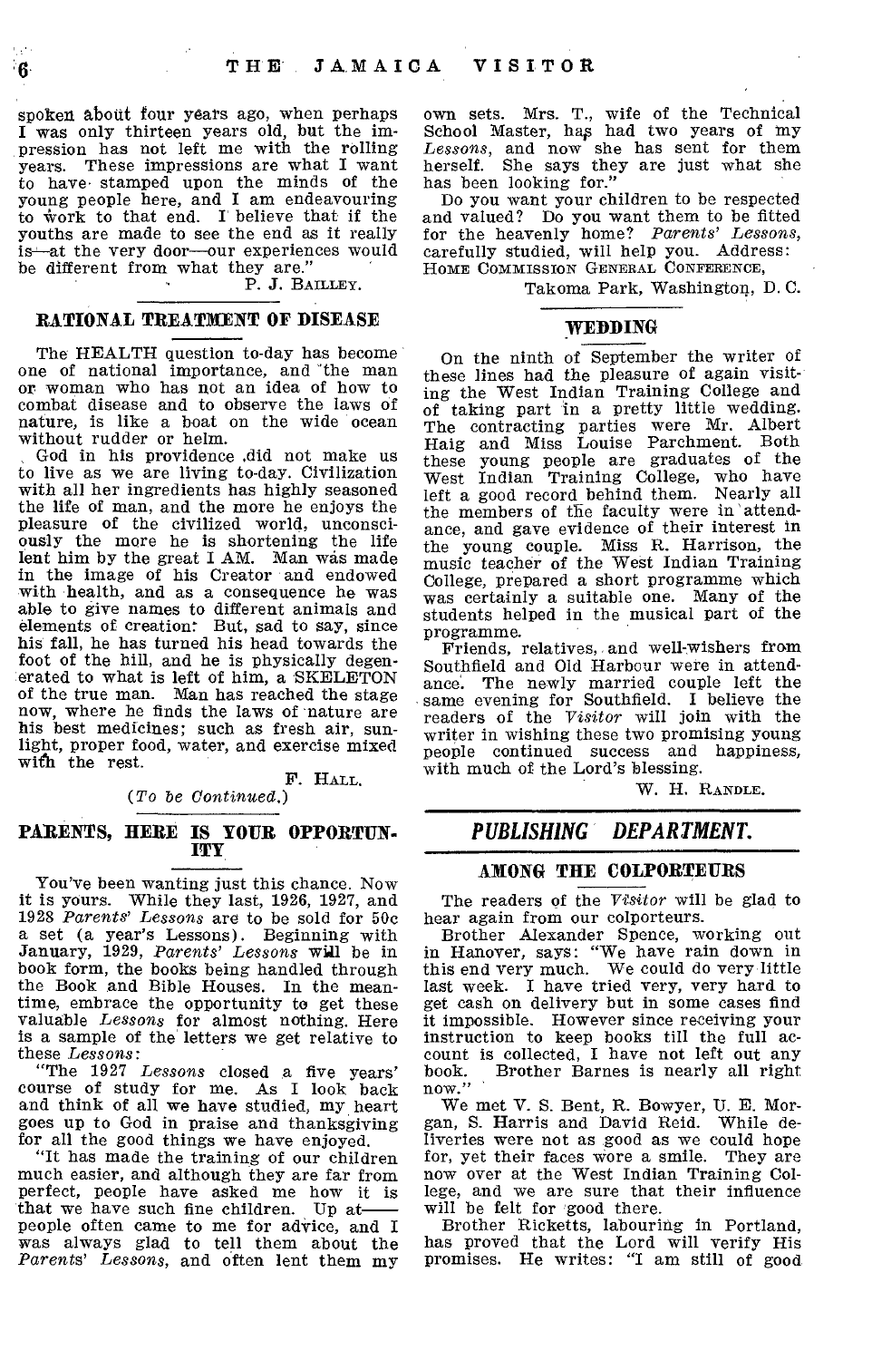spoken about four years ago, when perhaps I was only thirteen years old, but the impression has not left me with the rolling years. These impressions are what I want to have stamped upon the minds of the young people here, and I am endeavouring to work to that end. I believe that if the youths are made to see the end as it really is—at the very door—our experiences would be different from what they are."

P. J. BAILLEY.

## RATIONAL TREATMENT OF DISEASE

The HEALTH question to-day has become one of national importance, and "the man or woman who has not an idea of how to combat disease and to observe the laws of nature, is like a boat on the wide ocean without rudder or helm.

God in his providence did not make us to live as we are living to-day. Civilization with all her ingredients has highly seasoned the life of man, and the more he enjoys the pleasure of the civilized world, unconsciously the more he is shortening the life lent him by the great I AM. Man was made in the image of his Creator and endowed with health, and as a consequence he was able to give names to different animals and elements of creation. But, sad to say, since his fall, he has turned his head towards the foot of the hill, and he is physically degenerated to what is left of him, a SKELETON of the true man. Man has reached the stage now, where he finds the laws of nature are his best medicines; such as fresh air, sunlight, proper food, water, and exercise mixed with the rest.

F. HALL.

(*To be Continued.*)

## PARENTS, HERE IS YOUR OPPORTUNITY

You've been wanting just this chance. Now it is yours. While they last, 1926, 1927, and 1928 *Parents' Lessons* are to be sold for 50c a set (a year's Lessons). Beginning with January, 1929, *Parents' Lessons* will be in book form, the books being handled through the Book and Bible Houses. In the meantime, embrace the opportunity to get these valuable *Lessons* for almost nothing. Here is a sample of the letters we get relative to these *Lessons*:

"The 1927 *Lessons* closed a five years' course of study for me. As I look back and think of all we have studied, my heart goes up to God in praise and thanksgiving for all the good things we have enjoyed.

"It has made the training of our children much easier, and although they are far from perfect, people have asked me how it is that we have such fine children. Up at—— people often came to me for advice, and I was always glad to tell them about the *Parents' Lessons*, and often lent them my own sets. Mrs. T., wife of the Technical School Master, has had two years of my *Lessons*, and now she has sent for them herself. She says they are just what she has been looking for."

Do you want your children to be respected and valued? Do you want them to be fitted for the heavenly home? *Parents' Lessons*, carefully studied, will help you. Address: HOME COMMISSION GENERAL CONFERENCE,

Takoma Park, Washington, D. C.

## WEDDING

On the ninth of September the writer of these lines had the pleasure of again visiting the West Indian Training College and of taking part in a pretty little wedding. The contracting parties were Mr. Albert Haig and Miss Louise Parchment. Both these young people are graduates of the West Indian Training College, who have left a good record behind them. Nearly all the members of the faculty were in attendance, and gave evidence of their interest in the young couple. Miss R. Harrison, the music teacher of the West Indian Training College, prepared a short programme which was certainly a suitable one. Many of the students helped in the musical part of the programme.

Friends, relatives, and well-wishers from Southfield and Old Harbour were in attendance. The newly married couple left the same evening for Southfield. I believe the readers of the *Visitor* will join with the writer in wishing these two promising young people continued success and happiness, with much of the Lord's blessing.

W. H. RANDLE.

# *PUBLISHING DEPARTMENT.*

## AMONG THE COLPORTEURS

The readers of the *Visitor* will be glad to hear again from our colporteurs.

Brother Alexander Spence, working out in Hanover, says: "We have rain down in this end very much. We could do very little last week. I have tried very, very hard to get cash on delivery but in some cases find it impossible. However since receiving your instruction to keep books till the full account is collected, I have not left out any book. Brother Barnes is nearly all right now."

We met V. S. Bent, R. Bowyer, U. E. Morgan, S. Harris and David Reid. While deliveries were not as good as we could hope for, yet their faces wore a smile. They are now over at the West Indian Training College, and we are sure that their influence will be felt for good there.

Brother Ricketts, labouring in Portland, has proved that the Lord will verify His promises. He writes: "I am still of good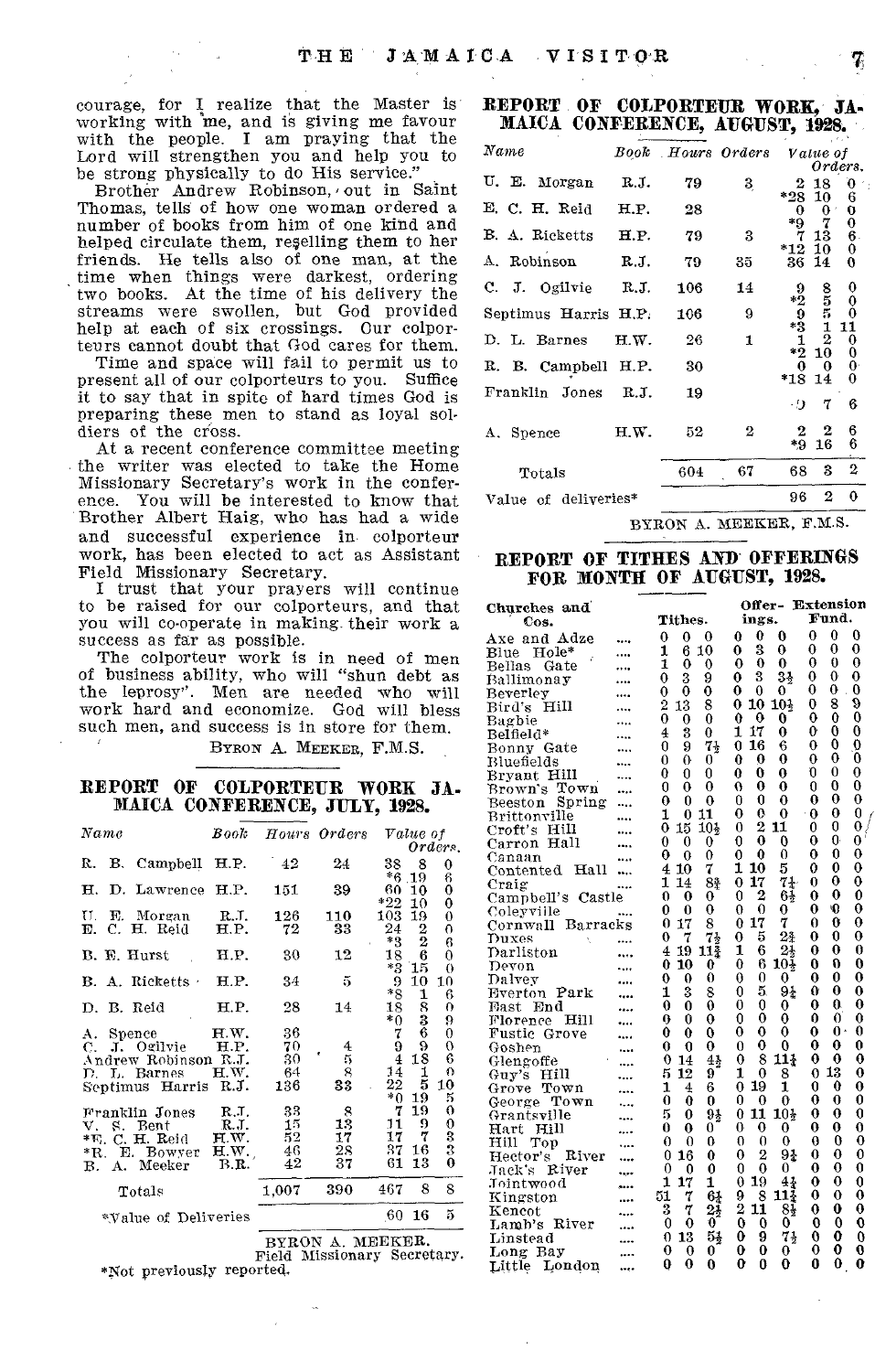courage, for I realize that the Master is working with me, and is giving me favour with the people. I am praying that the Lord will strengthen you and help you to be strong physically to do His service."

Brother Andrew Robinson, out in Saint Thomas, tells of how one woman ordered a number of books from him of one kind and helped circulate them, reselling them to her friends. He tells also of one man, at the time when things were darkest, ordering two books. At the time of his delivery the streams were swollen, but God provided help at each of six crossings. Our colporteurs cannot doubt that God cares for them.

Time and space will fail to permit us to present all of our colporteurs to you. Suffice it to say that in spite of hard times God is preparing these men to stand as loyal soldiers of the cross.

At a recent conference committee meeting the writer was elected to take the Home Missionary Secretary's work in the conference. You will be interested to know that Brother Albert Haig, who has had a wide and successful experience in colporteur work, has been elected to act as Assistant Field Missionary Secretary.

I trust that your prayers will continue to be raised for our colporteurs, and that you will co-operate in making their work a success as far as possible.

The colporteur work is in need of men of business ability, who will "shun debt as the leprosy". Men are needed who will work hard and economize. God will bless such men, and success is in store for them.

BYRON A. MEEKER, F.M.S.

## REPORT OF COLPORTEUR WORK JAMAICA CONFERENCE, JULY, 1928.

| Name | Book | Hours | Orders | Value of Orders. | | |
|---|---|---|---|---|---|---|
| R. B. Campbell | H.P. | 42 | 24 | 38 | 8 | 0 |
| | | | | *6 | 19 | 6 |
| H. D. Lawrence | H.P. | 151 | 39 | 60 | 10 | 0 |
| | | | | *22 | 10 | 0 |
| U. E. Morgan | R.J. | 126 | 110 | 103 | 19 | 0 |
| E. C. H. Reid | H.P. | 72 | 33 | 24 | 2 | 0 |
| | | | | *3 | 2 | 6 |
| B. E. Hurst | H.P. | 30 | 12 | 18 | 6 | 0 |
| | | | | *3 | 15 | 0 |
| B. A. Ricketts | H.P. | 34 | 5 | 9 | 10 | 10 |
| | | | | *8 | 1 | 6 |
| D. B. Reid | H.P. | 28 | 14 | 18 | 8 | 0 |
| | | | | *0 | 3 | 9 |
| A. Spence | H.W. | 36 | | 7 | 6 | 0 |
| C. J. Ogilvie | H.P. | 70 | 4 | 9 | 9 | 0 |
| Andrew Robinson | R.J. | 30 | 5 | 4 | 18 | 6 |
| D. L. Barnes | H.W. | 64 | 8 | 14 | 1 | 0 |
| Septimus Harris | R.J. | 136 | 33 | 22 | 5 | 10 |
| | | | | *0 | 19 | 5 |
| Franklin Jones | R.J. | 33 | 8 | 7 | 19 | 0 |
| V. S. Bent | R.J. | 15 | 13 | 11 | 9 | 0 |
| *E. C. H. Reid | H.W. | 52 | 17 | 17 | 7 | 3 |
| *R. E. Bowyer | H.W. | 46 | 28 | 37 | 16 | 3 |
| B. A. Meeker | B.R. | 42 | 37 | 61 | 13 | 0 |
| Totals | | 1,007 | 390 | 467 | 8 | 8 |
| *Value of Deliveries | | | | 60 | 16 | 5 |

BYRON A. MEEKER.
Field Missionary Secretary.

*Not previously reported.

## REPORT OF COLPORTEUR WORK, JAMAICA CONFERENCE, AUGUST, 1928.

| Name | Book | Hours | Orders | Value of Orders. | | |
|---|---|---|---|---|---|---|
| U. E. Morgan | R.J. | 79 | 3 | 2 | 18 | 0 |
| | | | | *28 | 10 | 6 |
| E. C. H. Reid | H.P. | 28 | | 0 | 0 | 0 |
| | | | | *9 | 7 | 0 |
| B. A. Ricketts | H.P. | 79 | 3 | 7 | 13 | 6 |
| | | | | *12 | 10 | 0 |
| A. Robinson | R.J. | 79 | 35 | 36 | 14 | 0 |
| C. J. Ogilvie | R.J. | 106 | 14 | 9 | 8 | 0 |
| | | | | *2 | 5 | 0 |
| Septimus Harris | H.P. | 106 | 9 | 9 | 5 | 0 |
| | | | | *3 | 1 | 11 |
| D. L. Barnes | H.W. | 26 | 1 | 1 | 2 | 0 |
| | | | | *2 | 10 | 0 |
| R. B. Campbell | H.P. | 30 | | 0 | 0 | 0 |
| | | | | *18 | 14 | 0 |
| Franklin Jones | R.J. | 19 | | 9 | 7 | 6 |
| A. Spence | H.W. | 52 | 2 | 2 | 2 | 6 |
| | | | | *9 | 16 | 6 |
| Totals | | 604 | 67 | 68 | 3 | 2 |
| Value of deliveries* | | | | 96 | 2 | 0 |

BYRON A. MEEKER, F.M.S.

## REPORT OF TITHES AND OFFERINGS FOR MONTH OF AUGUST, 1928.

| Churches and Cos. | Tithes. | | | Offerings. | | | Extension Fund. | | |
|---|---|---|---|---|---|---|---|---|---|
| Axe and Adze | 0 | 0 | 0 | 0 | 0 | 0 | 0 | 0 | 0 |
| Blue Hole* | 1 | 6 | 10 | 0 | 3 | 0 | 0 | 0 | 0 |
| Bellas Gate | 1 | 0 | 0 | 0 | 0 | 0 | 0 | 0 | 0 |
| Ballimonay | 0 | 3 | 9 | 0 | 3 | 3½ | 0 | 0 | 0 |
| Beverley | 0 | 0 | 0 | 0 | 0 | 0 | 0 | 0 | 0 |
| Bird's Hill | 2 | 13 | 8 | 0 | 10 | 10½ | 0 | 8 | 9 |
| Bagbie | 0 | 0 | 0 | 0 | 0 | 0 | 0 | 0 | 0 |
| Belfield* | 4 | 3 | 0 | 1 | 17 | 0 | 0 | 0 | 0 |
| Bonny Gate | 0 | 9 | 7½ | 0 | 16 | 6 | 0 | 0 | 0 |
| Bluefields | 0 | 0 | 0 | 0 | 0 | 0 | 0 | 0 | 0 |
| Bryant Hill | 0 | 0 | 0 | 0 | 0 | 0 | 0 | 0 | 0 |
| Brown's Town | 0 | 0 | 0 | 0 | 0 | 0 | 0 | 0 | 0 |
| Beeston Spring | 0 | 0 | 0 | 0 | 0 | 0 | 0 | 0 | 0 |
| Brittonville | 1 | 0 | 11 | 0 | 0 | 0 | 0 | 0 | 0 |
| Croft's Hill | 0 | 15 | 10½ | 0 | 2 | 11 | 0 | 0 | 0 |
| Carron Hall | 0 | 0 | 0 | 0 | 0 | 0 | 0 | 0 | 0 |
| Canaan | 0 | 0 | 0 | 0 | 0 | 0 | 0 | 0 | 0 |
| Contented Hall | 4 | 10 | 7 | 1 | 10 | 5 | 0 | 0 | 0 |
| Craig | 1 | 14 | 8½ | 0 | 17 | 7½ | 0 | 0 | 0 |
| Campbell's Castle | 0 | 0 | 0 | 0 | 2 | 6½ | 0 | 0 | 0 |
| Coleyville | 0 | 0 | 0 | 0 | 0 | 0 | 0 | 0 | 0 |
| Cornwall Barracks | 0 | 17 | 8 | 0 | 17 | 7 | 0 | 0 | 0 |
| Duxes | 0 | 7 | 7½ | 0 | 5 | 2½ | 0 | 0 | 0 |
| Darliston | 4 | 19 | 11¾ | 1 | 6 | 2½ | 0 | 0 | 0 |
| Devon | 0 | 10 | 0 | 0 | 6 | 10½ | 0 | 0 | 0 |
| Dalvey | 0 | 0 | 0 | 0 | 0 | 0 | 0 | 0 | 0 |
| Everton Park | 1 | 3 | 8 | 0 | 5 | 9½ | 0 | 0 | 0 |
| East End | 0 | 0 | 0 | 0 | 0 | 0 | 0 | 0 | 0 |
| Florence Hill | 0 | 0 | 0 | 0 | 0 | 0 | 0 | 0 | 0 |
| Fustic Grove | 0 | 0 | 0 | 0 | 0 | 0 | 0 | 0 | 0 |
| Goshen | 0 | 0 | 0 | 0 | 0 | 0 | 0 | 0 | 0 |
| Glengoffe | 0 | 14 | 4½ | 0 | 8 | 11½ | 0 | 0 | 0 |
| Guy's Hill | 5 | 12 | 9 | 1 | 0 | 8 | 0 | 13 | 0 |
| Grove Town | 1 | 4 | 6 | 0 | 19 | 1 | 0 | 0 | 0 |
| George Town | 0 | 0 | 0 | 0 | 0 | 0 | 0 | 0 | 0 |
| Grantsville | 5 | 0 | 9½ | 0 | 11 | 10½ | 0 | 0 | 0 |
| Hart Hill | 0 | 0 | 0 | 0 | 0 | 0 | 0 | 0 | 0 |
| Hill Top | 0 | 0 | 0 | 0 | 0 | 0 | 0 | 0 | 0 |
| Hector's River | 0 | 16 | 0 | 0 | 2 | 9½ | 0 | 0 | 0 |
| Jack's River | 0 | 0 | 0 | 0 | 0 | 0 | 0 | 0 | 0 |
| Jointwood | 1 | 17 | 1 | 0 | 19 | 4½ | 0 | 0 | 0 |
| Kingston | 51 | 7 | 6¼ | 9 | 8 | 11¾ | 0 | 0 | 0 |
| Kencot | 3 | 7 | 2½ | 2 | 11 | 8½ | 0 | 0 | 0 |
| Lamb's River | 0 | 0 | 0 | 0 | 0 | 0 | 0 | 0 | 0 |
| Linstead | 0 | 13 | 5½ | 0 | 9 | 7½ | 0 | 0 | 0 |
| Long Bay | 0 | 0 | 0 | 0 | 0 | 0 | 0 | 0 | 0 |
| Little London | 0 | 0 | 0 | 0 | 0 | 0 | 0 | 0 | 0 |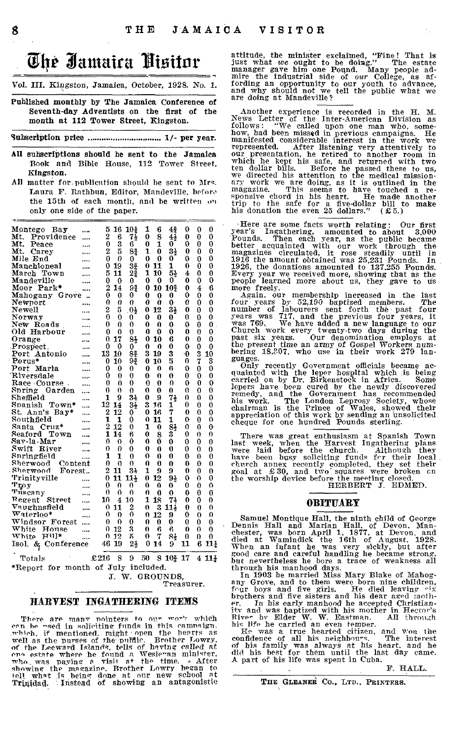# The Jamaica Visitor

Vol. III. Kingston, Jamaica, October, 1928. No. 1.

**Published monthly by The Jamaica Conference of Seventh-day Adventists on the first of the month at 112 Tower Street, Kingston.**

**Subscription price ............................ 1/- per year.**

**All subscriptions should be sent to the Jamaica Book and Bible House, 112 Tower Street, Kingston.**

**All matter for publication should be sent to Mrs. Laura F. Rathbun, Editor, Mandeville, before the 15th of each month, and be written on only one side of the paper.**

| | | | | | | | | | |
|---|---|---|---|---|---|---|---|---|---|
| Montego Bay | 5 | 16 | 10¼ | 1 | 6 | 4¾ | 0 | 0 | 0 |
| Mt. Providence | 2 | 6 | 7½ | 0 | 8 | 4½ | 0 | 0 | 0 |
| Mt. Peace | 0 | 3 | 6 | 0 | 1 | 0 | 0 | 0 | 0 |
| Mt. Carey | 2 | 5 | 8¾ | 1 | 0 | 3½ | 0 | 0 | 0 |
| Mile End | 0 | 0 | 0 | 0 | 0 | 0 | 0 | 0 | 0 |
| Manchioneal | 0 | 19 | 3¾ | 0 | 11 | 1 | 0 | 0 | 0 |
| March Town | 5 | 11 | 2¾ | 1 | 10 | 5½ | 4 | 0 | 0 |
| Mandeville | 0 | 0 | 0 | 0 | 0 | 0 | 0 | 0 | 0 |
| Moor Park* | 2 | 14 | 9¾ | 0 | 10 | 10¾ | 0 | 4 | 6 |
| Mahogany Grove | 0 | 0 | 0 | 0 | 0 | 0 | 0 | 0 | 0 |
| Newport | 0 | 0 | 0 | 0 | 0 | 0 | 0 | 0 | 0 |
| Newell | 2 | 5 | 0½ | 0 | 12 | 3½ | 0 | 0 | 0 |
| Norway | 0 | 0 | 0 | 0 | 0 | 0 | 0 | 0 | 0 |
| New Roads | 0 | 0 | 0 | 0 | 0 | 0 | 0 | 0 | 0 |
| Old Harbour | 0 | 0 | 0 | 0 | 0 | 0 | 0 | 0 | 0 |
| Orange | 0 | 17 | 8½ | 0 | 10 | 6 | 0 | 0 | 0 |
| Prospect | 0 | 0 | 0 | 0 | 0 | 0 | 0 | 0 | 0 |
| Port Antonio | 13 | 10 | 8¾ | 3 | 19 | 3 | 0 | 3 | 10 |
| Porus* | 0 | 10 | 9¾ | 0 | 10 | 5 | 0 | 7 | 3 |
| Port Maria | 0 | 0 | 0 | 0 | 0 | 0 | 0 | 0 | 0 |
| Riversdale | 0 | 0 | 0 | 0 | 0 | 0 | 0 | 0 | 0 |
| Race Course | 0 | 0 | 0 | 0 | 0 | 0 | 0 | 0 | 0 |
| Spring Garden | 0 | 0 | 0 | 0 | 0 | 0 | 0 | 0 | 0 |
| Sheffield | 1 | 9 | 3½ | 0 | 9 | 7½ | 0 | 0 | 0 |
| Spanish Town* | 12 | 14 | 3½ | 3 | 16 | 1 | 0 | 0 | 0 |
| St. Ann's Bay* | 2 | 12 | 0 | 0 | 16 | 7 | 0 | 0 | 0 |
| Southfield | 1 | 1 | 0 | 0 | 11 | 1 | 0 | 0 | 0 |
| Santa Cruz* | 2 | 12 | 0 | 1 | 0 | 8½ | 0 | 0 | 0 |
| Seaford Town | 1 | 14 | 6 | 0 | 8 | 3 | 0 | 0 | 0 |
| Sav-la-Mar | 0 | 0 | 0 | 0 | 0 | 0 | 0 | 0 | 0 |
| Swift River | 0 | 0 | 0 | 0 | 0 | 0 | 0 | 0 | 0 |
| Springfield | 1 | 1 | 0 | 0 | 0 | 0 | 0 | 0 | 0 |
| Sherwood Content | 0 | 0 | 0 | 0 | 0 | 0 | 0 | 0 | 0 |
| Sherwood Forest | 2 | 11 | 3½ | 1 | 9 | 9 | 0 | 0 | 0 |
| Trinityville | 0 | 11 | 11½ | 0 | 12 | 9½ | 0 | 0 | 0 |
| Troy | 0 | 0 | 0 | 0 | 0 | 0 | 0 | 0 | 0 |
| Tuscany | 0 | 0 | 0 | 0 | 0 | 0 | 0 | 0 | 0 |
| Regent Street | 10 | 4 | 10 | 1 | 18 | 7½ | 0 | 0 | 0 |
| Vaughnsfield | 0 | 11 | 2 | 0 | 3 | 11½ | 0 | 0 | 0 |
| Waterloo* | 0 | 0 | 0 | 0 | 12 | 9 | 0 | 0 | 0 |
| Windsor Forest | 0 | 0 | 0 | 0 | 0 | 0 | 0 | 0 | 0 |
| White House | 0 | 12 | 3 | 0 | 6 | 6 | 0 | 0 | 0 |
| White Hill* | 0 | 12 | 5 | 0 | 7 | 8½ | 0 | 0 | 0 |
| Isol. & Conference | 46 | 19 | 2½ | 0 | 14 | 9 | 11 | 6 | 11½ |
| Totals | £216 | 8 | 9 | 50 | 8 | 10¾ | 17 | 4 | 11½ |

*Report for month of July included.

J. W. GROUNDS,
Treasurer.

## HARVEST INGATHERING ITEMS

There are many pointers to our work which can be used in soliciting funds in this campaign, which, if mentioned, might open the hearts as well as the purses of the public. Brother Lowry, of the Leeward Islands, tells of having called at one estate where he found a Wesleyan minister, who was paying a visit at the time. After showing the magazine, Brother Lowry began to tell what is being done at our new school at Trinidad. Instead of showing an antagonistic attitude, the minister exclaimed, "Fine! That is just what *we* ought to be doing." The estate manager gave him one Pound. Many people admire the industrial side of *our* College, as affording an opportunity to our youth to advance, and why should not we tell the public what we are doing at Mandeville?

Another experience is recorded in the H. M. News Letter of the Inter-American Division as follows: "We called upon one man who, somehow, had been missed in previous campaigns. He manifested considerable interest in the work we represented. After listening very attentively to our presentation, he retired to another room in which he kept his safe, and returned with two ten dollar bills. Before he passed these to us, we directed his attention to the medical missionary work we are doing, as it is outlined in the magazine. This seems to have touched a responsive chord in his heart. He made another trip to the safe for a five-dollar bill to make his donation the even 25 dollars." (£5.)

Here are some facts worth relating: Our first year's Ingathering, amounted to about 3,000 Pounds. Then each year, as the public became better acquainted with our work through the magazines circulated, it rose steadily until in 1916 the amount obtained was 25,231 Pounds. In 1926, the donations amounted to 137,255 Pounds. Every year we received more, showing that as the people learned more about us, they gave to us more freely.

Again, our membership increased in the last four years by 52,190 baptized members. The number of labourers sent forth the past four years was 717, and the previous four years, it was 769. We have added a new language to our Church work every twenty-two days during the past six years. Our denomination employs at the present time an army of Gospel Workers numbering 18,307, who use in their work 279 languages.

Only recently Government officials became acquainted with the leper hospital which is being carried on by Dr. Birkenstock in Africa. Some lepers have been cured by the newly discovered remedy, and the Government has recommended his work. The London Leprosy Society, whose chairman is the Prince of Wales, showed their appreciation of this work by sending an unsolicited cheque for one hundred Pounds sterling.

There was great enthusiasm at Spanish Town last week, when the Harvest Ingathering plans were laid before the church. Although they have been busy soliciting funds for their local church annex recently completed, they set their goal at £30, and two squares were broken on the worship device before the meeting closed.

HERBERT J. EDMED.

## OBITUARY

Samuel Montique Hall, the ninth child of George Dennis Hall and Marian Hall, of Devon, Manchester, was born April 1, 1877, at Devon, and died at Wamindick the 16th of August, 1928. When an infant he was very sickly, but after good care and careful handling he became strong, but nevertheless he bore a trace of weakness all through his manhood days.

In 1903 he married Miss Mary Blake of Mahogany Grove, and to them were born nine children, four boys and five girls. He died leaving six brothers and five sisters and his dear aged mother. In his early manhood he accepted Christianity and was baptized with his mother in Hector's River by Elder W. W. Eastman. All through his life he carried an even temper.

He was a true hearted citizen, and won the confidence of all his neighbours. The interest of his family was always at his heart, and he did his best for them until the last day came. A part of his life was spent in Cuba.

F. HALL.

THE GLEANER CO., LTD., PRINTERS.